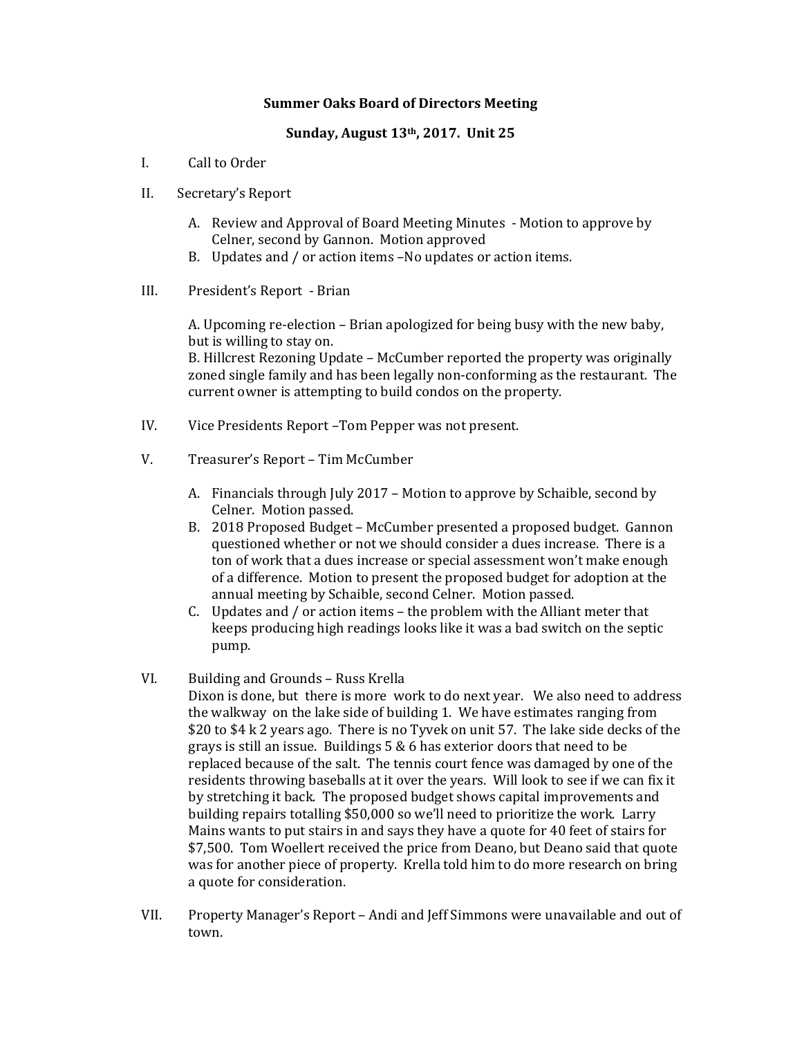**Summer Oaks Board of Directors Meeting**

**Sunday, August 13th, 2017. Unit 25**

I. Call to Order

II. Secretary's Report

A. Review and Approval of Board Meeting Minutes - Motion to approve by Celner, second by Gannon. Motion approved

B. Updates and / or action items –No updates or action items.

III. President's Report - Brian

A. Upcoming re-election – Brian apologized for being busy with the new baby, but is willing to stay on.

B. Hillcrest Rezoning Update – McCumber reported the property was originally zoned single family and has been legally non-conforming as the restaurant. The current owner is attempting to build condos on the property.

IV. Vice Presidents Report –Tom Pepper was not present.

V. Treasurer's Report – Tim McCumber

A. Financials through July 2017 – Motion to approve by Schaible, second by Celner. Motion passed.

B. 2018 Proposed Budget – McCumber presented a proposed budget. Gannon questioned whether or not we should consider a dues increase. There is a ton of work that a dues increase or special assessment won't make enough of a difference. Motion to present the proposed budget for adoption at the annual meeting by Schaible, second Celner. Motion passed.

C. Updates and / or action items – the problem with the Alliant meter that keeps producing high readings looks like it was a bad switch on the septic pump.

VI. Building and Grounds – Russ Krella

Dixon is done, but there is more work to do next year. We also need to address the walkway on the lake side of building 1. We have estimates ranging from \$20 to \$4 k 2 years ago. There is no Tyvek on unit 57. The lake side decks of the grays is still an issue. Buildings 5 & 6 has exterior doors that need to be replaced because of the salt. The tennis court fence was damaged by one of the residents throwing baseballs at it over the years. Will look to see if we can fix it by stretching it back. The proposed budget shows capital improvements and building repairs totalling \$50,000 so we'll need to prioritize the work. Larry Mains wants to put stairs in and says they have a quote for 40 feet of stairs for \$7,500. Tom Woellert received the price from Deano, but Deano said that quote was for another piece of property. Krella told him to do more research on bring a quote for consideration.

VII. Property Manager's Report – Andi and Jeff Simmons were unavailable and out of town.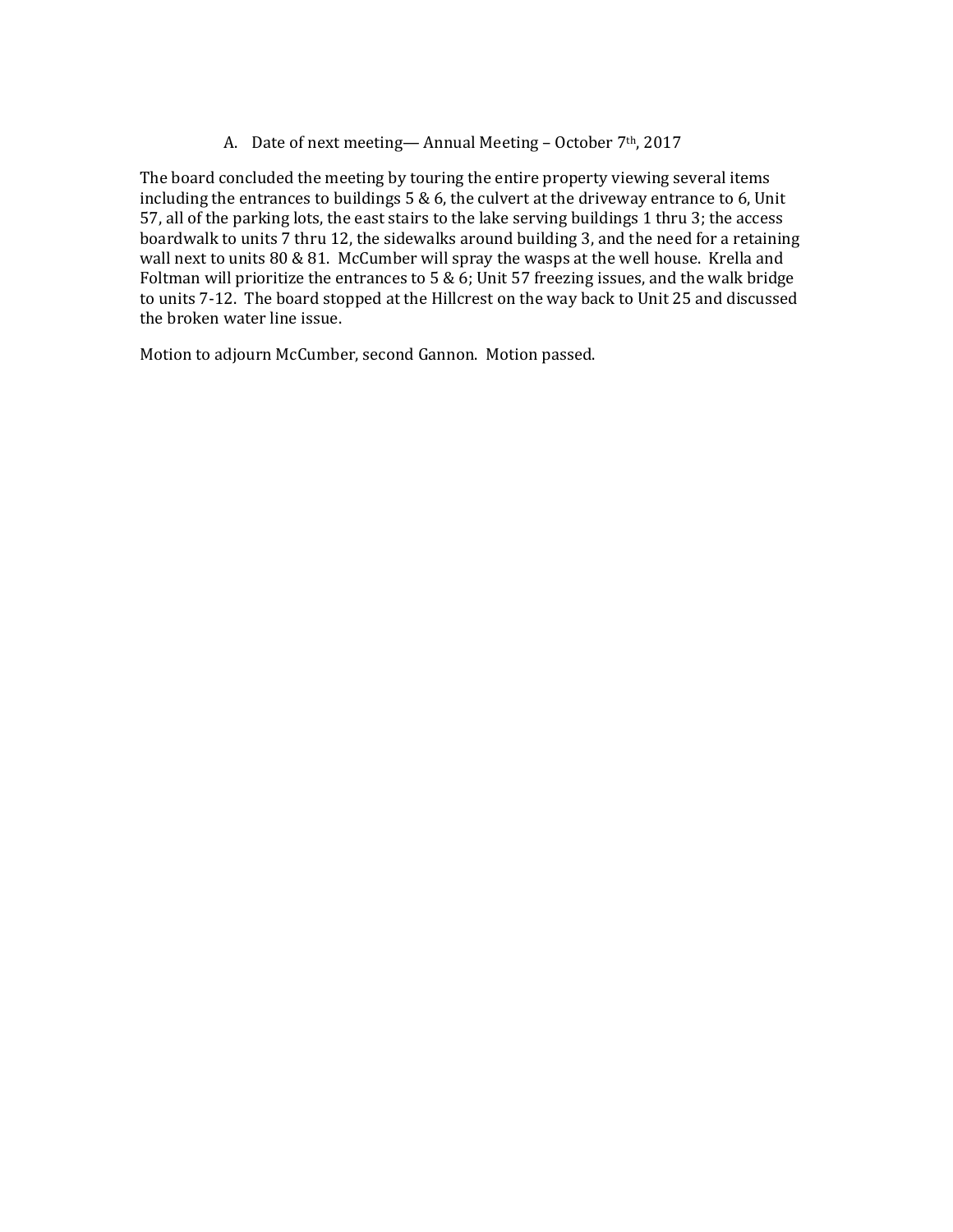A. Date of next meeting— Annual Meeting – October 7th, 2017

The board concluded the meeting by touring the entire property viewing several items including the entrances to buildings 5 & 6, the culvert at the driveway entrance to 6, Unit 57, all of the parking lots, the east stairs to the lake serving buildings 1 thru 3; the access boardwalk to units 7 thru 12, the sidewalks around building 3, and the need for a retaining wall next to units 80 & 81. McCumber will spray the wasps at the well house. Krella and Foltman will prioritize the entrances to 5 & 6; Unit 57 freezing issues, and the walk bridge to units 7-12. The board stopped at the Hillcrest on the way back to Unit 25 and discussed the broken water line issue.

Motion to adjourn McCumber, second Gannon. Motion passed.